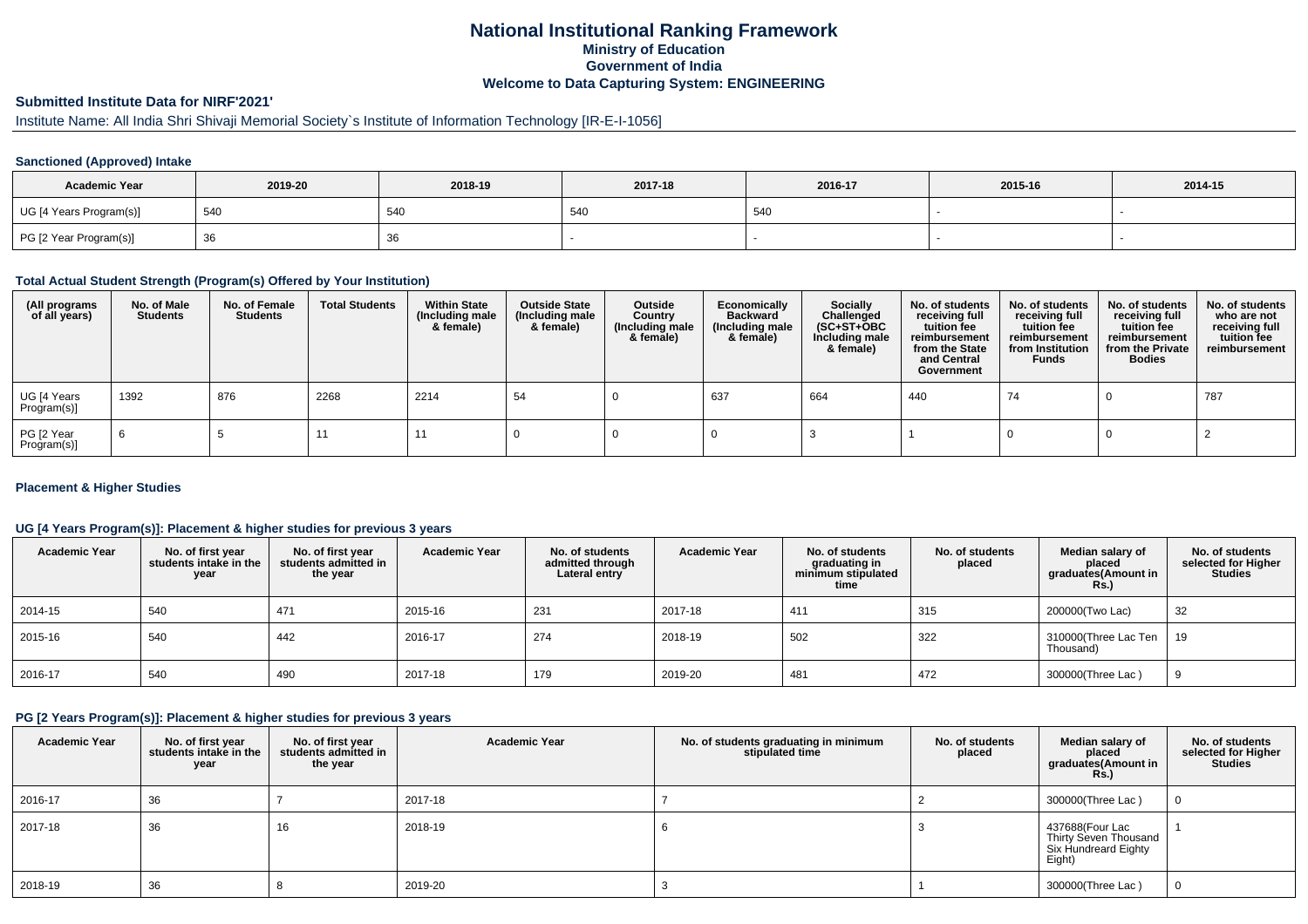# National Institutional Ranking Framework

**Ministry of Education**

**Government of India**

**Welcome to Data Capturing System: ENGINEERING**

## Submitted Institute Data for NIRF'2021'

Institute Name: All India Shri Shivaji Memorial Society`s Institute of Information Technology [IR-E-I-1056]

### Sanctioned (Approved) Intake

| Academic Year | 2019-20 | 2018-19 | 2017-18 | 2016-17 | 2015-16 | 2014-15 |
|---|---|---|---|---|---|---|
| UG [4 Years Program(s)] | 540 | 540 | 540 | 540 | - | - |
| PG [2 Year Program(s)] | 36 | 36 | - | - | - | - |

### Total Actual Student Strength (Program(s) Offered by Your Institution)

| (All programs of all years) | No. of Male Students | No. of Female Students | Total Students | Within State (Including male & female) | Outside State (Including male & female) | Outside Country (Including male & female) | Economically Backward (Including male & female) | Socially Challenged (SC+ST+OBC Including male & female) | No. of students receiving full tuition fee reimbursement from the State and Central Government | No. of students receiving full tuition fee reimbursement from Institution Funds | No. of students receiving full tuition fee reimbursement from the Private Bodies | No. of students who are not receiving full tuition fee reimbursement |
|---|---|---|---|---|---|---|---|---|---|---|---|---|
| UG [4 Years Program(s)] | 1392 | 876 | 2268 | 2214 | 54 | 0 | 637 | 664 | 440 | 74 | 0 | 787 |
| PG [2 Year Program(s)] | 6 | 5 | 11 | 11 | 0 | 0 | 0 | 3 | 1 | 0 | 0 | 2 |

### Placement & Higher Studies

### UG [4 Years Program(s)]: Placement & higher studies for previous 3 years

| Academic Year | No. of first year students intake in the year | No. of first year students admitted in the year | Academic Year | No. of students admitted through Lateral entry | Academic Year | No. of students graduating in minimum stipulated time | No. of students placed | Median salary of placed graduates(Amount in Rs.) | No. of students selected for Higher Studies |
|---|---|---|---|---|---|---|---|---|---|
| 2014-15 | 540 | 471 | 2015-16 | 231 | 2017-18 | 411 | 315 | 200000(Two Lac) | 32 |
| 2015-16 | 540 | 442 | 2016-17 | 274 | 2018-19 | 502 | 322 | 310000(Three Lac Ten Thousand) | 19 |
| 2016-17 | 540 | 490 | 2017-18 | 179 | 2019-20 | 481 | 472 | 300000(Three Lac ) | 9 |

### PG [2 Years Program(s)]: Placement & higher studies for previous 3 years

| Academic Year | No. of first year students intake in the year | No. of first year students admitted in the year | Academic Year | No. of students graduating in minimum stipulated time | No. of students placed | Median salary of placed graduates(Amount in Rs.) | No. of students selected for Higher Studies |
|---|---|---|---|---|---|---|---|
| 2016-17 | 36 | 7 | 2017-18 | 7 | 2 | 300000(Three Lac ) | 0 |
| 2017-18 | 36 | 16 | 2018-19 | 6 | 3 | 437688(Four Lac Thirty Seven Thousand Six Hundreard Eighty Eight) | 1 |
| 2018-19 | 36 | 8 | 2019-20 | 3 | 1 | 300000(Three Lac ) | 0 |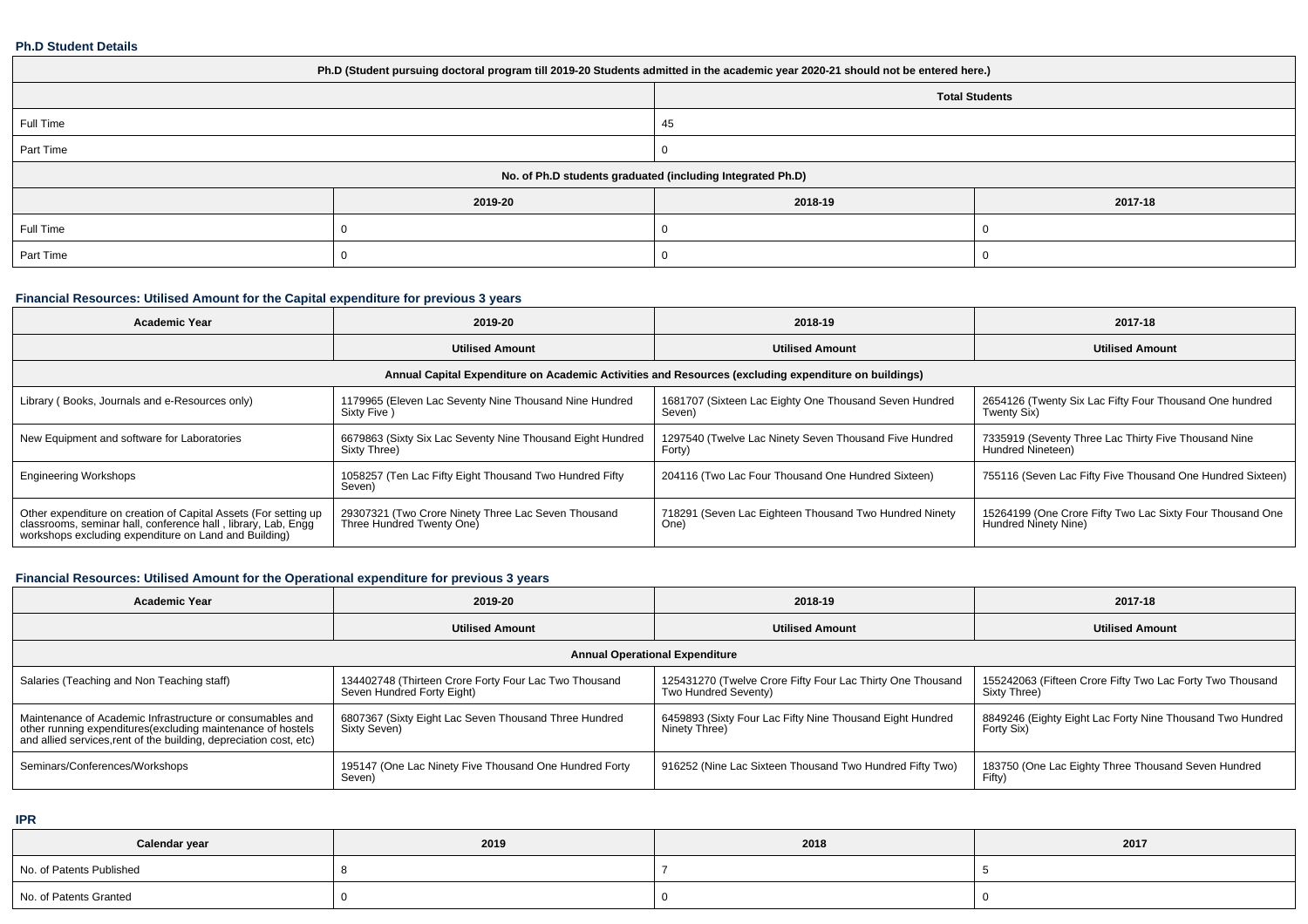### Ph.D Student Details

| Ph.D (Student pursuing doctoral program till 2019-20 Students admitted in the academic year 2020-21 should not be entered here.) | | | |
|---|---|---|---|
| | | Total Students | |
| Full Time | | 45 | |
| Part Time | | 0 | |
| No. of Ph.D students graduated (including Integrated Ph.D) | | | |
| | 2019-20 | 2018-19 | 2017-18 |
| Full Time | 0 | 0 | 0 |
| Part Time | 0 | 0 | 0 |

### Financial Resources: Utilised Amount for the Capital expenditure for previous 3 years

| Academic Year | 2019-20 | 2018-19 | 2017-18 |
|---|---|---|---|
| | Utilised Amount | Utilised Amount | Utilised Amount |
| Annual Capital Expenditure on Academic Activities and Resources (excluding expenditure on buildings) | | | |
| Library ( Books, Journals and e-Resources only) | 1179965 (Eleven Lac Seventy Nine Thousand Nine Hundred Sixty Five ) | 1681707 (Sixteen Lac Eighty One Thousand Seven Hundred Seven) | 2654126 (Twenty Six Lac Fifty Four Thousand One hundred Twenty Six) |
| New Equipment and software for Laboratories | 6679863 (Sixty Six Lac Seventy Nine Thousand Eight Hundred Sixty Three) | 1297540 (Twelve Lac Ninety Seven Thousand Five Hundred Forty) | 7335919 (Seventy Three Lac Thirty Five Thousand Nine Hundred Nineteen) |
| Engineering Workshops | 1058257 (Ten Lac Fifty Eight Thousand Two Hundred Fifty Seven) | 204116 (Two Lac Four Thousand One Hundred Sixteen) | 755116 (Seven Lac Fifty Five Thousand One Hundred Sixteen) |
| Other expenditure on creation of Capital Assets (For setting up classrooms, seminar hall, conference hall , library, Lab, Engg workshops excluding expenditure on Land and Building) | 29307321 (Two Crore Ninety Three Lac Seven Thousand Three Hundred Twenty One) | 718291 (Seven Lac Eighteen Thousand Two Hundred Ninety One) | 15264199 (One Crore Fifty Two Lac Sixty Four Thousand One Hundred Ninety Nine) |

### Financial Resources: Utilised Amount for the Operational expenditure for previous 3 years

| Academic Year | 2019-20 | 2018-19 | 2017-18 |
|---|---|---|---|
| | Utilised Amount | Utilised Amount | Utilised Amount |
| Annual Operational Expenditure | | | |
| Salaries (Teaching and Non Teaching staff) | 134402748 (Thirteen Crore Forty Four Lac Two Thousand Seven Hundred Forty Eight) | 125431270 (Twelve Crore Fifty Four Lac Thirty One Thousand Two Hundred Seventy) | 155242063 (Fifteen Crore Fifty Two Lac Forty Two Thousand Sixty Three) |
| Maintenance of Academic Infrastructure or consumables and other running expenditures(excluding maintenance of hostels and allied services,rent of the building, depreciation cost, etc) | 6807367 (Sixty Eight Lac Seven Thousand Three Hundred Sixty Seven) | 6459893 (Sixty Four Lac Fifty Nine Thousand Eight Hundred Ninety Three) | 8849246 (Eighty Eight Lac Forty Nine Thousand Two Hundred Forty Six) |
| Seminars/Conferences/Workshops | 195147 (One Lac Ninety Five Thousand One Hundred Forty Seven) | 916252 (Nine Lac Sixteen Thousand Two Hundred Fifty Two) | 183750 (One Lac Eighty Three Thousand Seven Hundred Fifty) |

### IPR

| Calendar year | 2019 | 2018 | 2017 |
|---|---|---|---|
| No. of Patents Published | 8 | 7 | 5 |
| No. of Patents Granted | 0 | 0 | 0 |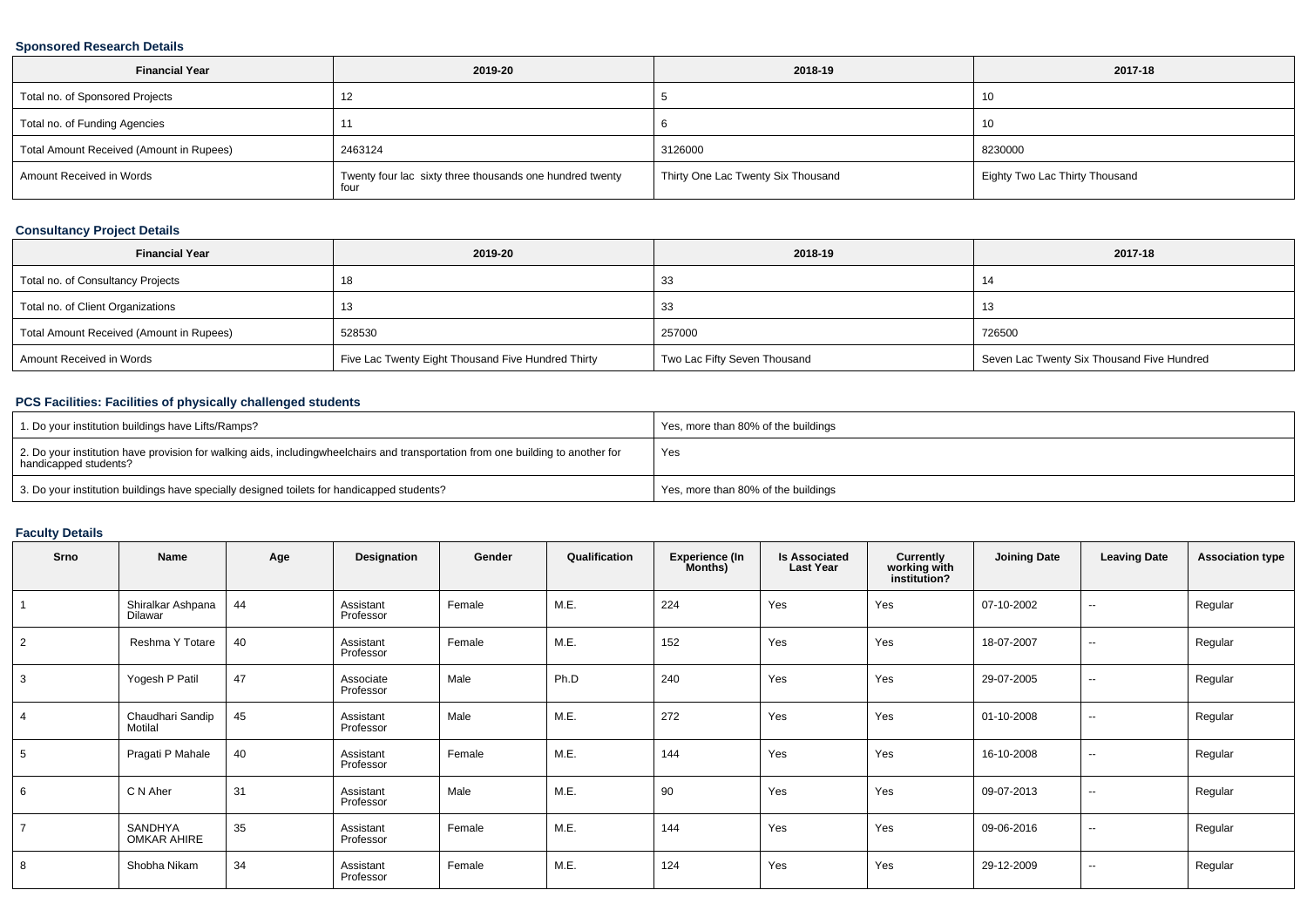### Sponsored Research Details

| Financial Year | 2019-20 | 2018-19 | 2017-18 |
|---|---|---|---|
| Total no. of Sponsored Projects | 12 | 5 | 10 |
| Total no. of Funding Agencies | 11 | 6 | 10 |
| Total Amount Received (Amount in Rupees) | 2463124 | 3126000 | 8230000 |
| Amount Received in Words | Twenty four lac sixty three thousands one hundred twenty four | Thirty One Lac Twenty Six Thousand | Eighty Two Lac Thirty Thousand |

### Consultancy Project Details

| Financial Year | 2019-20 | 2018-19 | 2017-18 |
|---|---|---|---|
| Total no. of Consultancy Projects | 18 | 33 | 14 |
| Total no. of Client Organizations | 13 | 33 | 13 |
| Total Amount Received (Amount in Rupees) | 528530 | 257000 | 726500 |
| Amount Received in Words | Five Lac Twenty Eight Thousand Five Hundred Thirty | Two Lac Fifty Seven Thousand | Seven Lac Twenty Six Thousand Five Hundred |

### PCS Facilities: Facilities of physically challenged students

| | |
|---|---|
| 1. Do your institution buildings have Lifts/Ramps? | Yes, more than 80% of the buildings |
| 2. Do your institution have provision for walking aids, includingwheelchairs and transportation from one building to another for handicapped students? | Yes |
| 3. Do your institution buildings have specially designed toilets for handicapped students? | Yes, more than 80% of the buildings |

### Faculty Details

| Srno | Name | Age | Designation | Gender | Qualification | Experience (In Months) | Is Associated Last Year | Currently working with institution? | Joining Date | Leaving Date | Association type |
|---|---|---|---|---|---|---|---|---|---|---|---|
| 1 | Shiralkar Ashpana Dilawar | 44 | Assistant Professor | Female | M.E. | 224 | Yes | Yes | 07-10-2002 | -- | Regular |
| 2 | Reshma Y Totare | 40 | Assistant Professor | Female | M.E. | 152 | Yes | Yes | 18-07-2007 | -- | Regular |
| 3 | Yogesh P Patil | 47 | Associate Professor | Male | Ph.D | 240 | Yes | Yes | 29-07-2005 | -- | Regular |
| 4 | Chaudhari Sandip Motilal | 45 | Assistant Professor | Male | M.E. | 272 | Yes | Yes | 01-10-2008 | -- | Regular |
| 5 | Pragati P Mahale | 40 | Assistant Professor | Female | M.E. | 144 | Yes | Yes | 16-10-2008 | -- | Regular |
| 6 | C N Aher | 31 | Assistant Professor | Male | M.E. | 90 | Yes | Yes | 09-07-2013 | -- | Regular |
| 7 | SANDHYA OMKAR AHIRE | 35 | Assistant Professor | Female | M.E. | 144 | Yes | Yes | 09-06-2016 | -- | Regular |
| 8 | Shobha Nikam | 34 | Assistant Professor | Female | M.E. | 124 | Yes | Yes | 29-12-2009 | -- | Regular |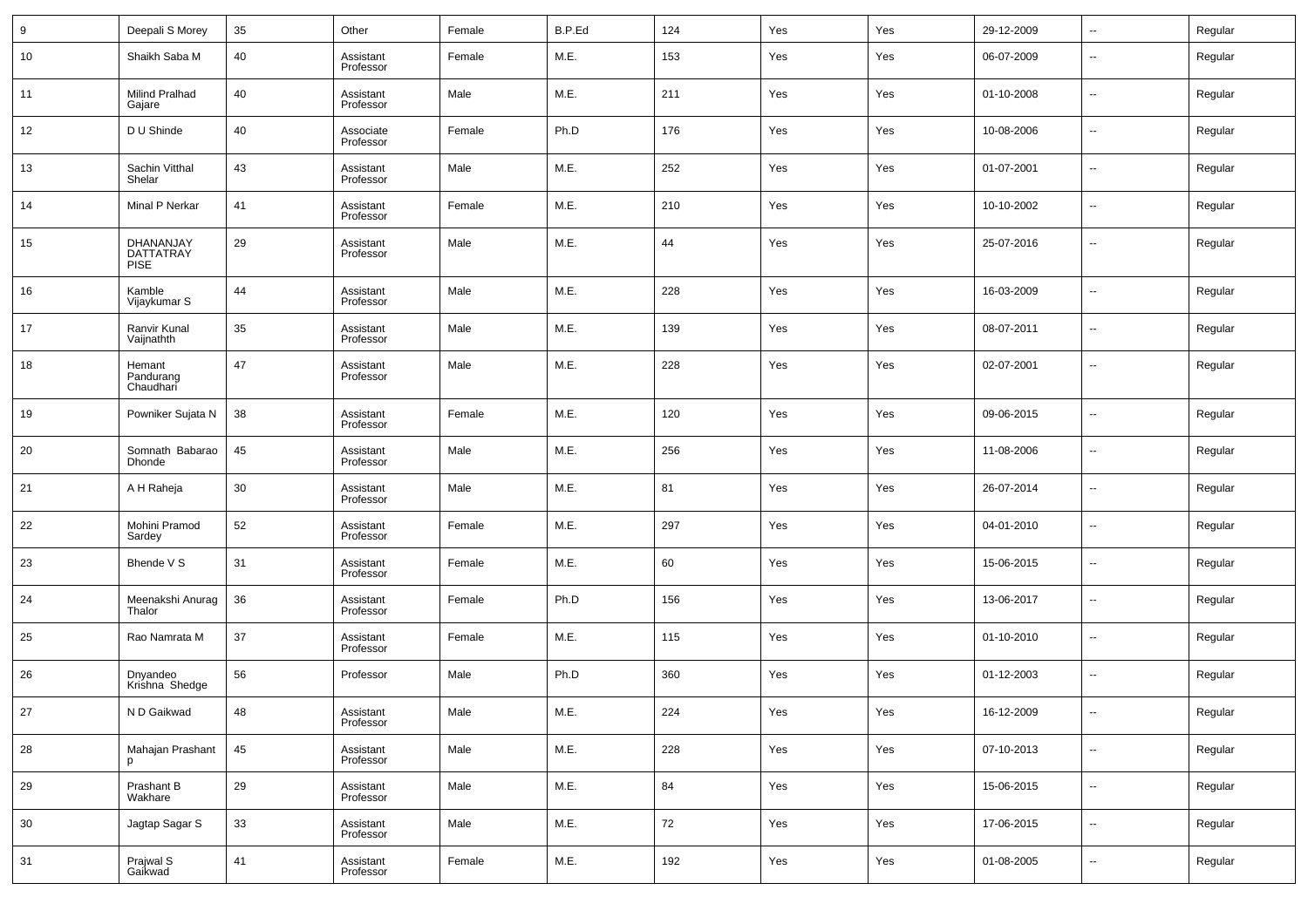| 9 | Deepali S Morey | 35 | Other | Female | B.P.Ed | 124 | Yes | Yes | 29-12-2009 | -- | Regular |
|---|---|---|---|---|---|---|---|---|---|---|---|
| 10 | Shaikh Saba M | 40 | Assistant Professor | Female | M.E. | 153 | Yes | Yes | 06-07-2009 | -- | Regular |
| 11 | Milind Pralhad Gajare | 40 | Assistant Professor | Male | M.E. | 211 | Yes | Yes | 01-10-2008 | -- | Regular |
| 12 | D U Shinde | 40 | Associate Professor | Female | Ph.D | 176 | Yes | Yes | 10-08-2006 | -- | Regular |
| 13 | Sachin Vitthal Shelar | 43 | Assistant Professor | Male | M.E. | 252 | Yes | Yes | 01-07-2001 | -- | Regular |
| 14 | Minal P Nerkar | 41 | Assistant Professor | Female | M.E. | 210 | Yes | Yes | 10-10-2002 | -- | Regular |
| 15 | DHANANJAY DATTATRAY PISE | 29 | Assistant Professor | Male | M.E. | 44 | Yes | Yes | 25-07-2016 | -- | Regular |
| 16 | Kamble Vijaykumar S | 44 | Assistant Professor | Male | M.E. | 228 | Yes | Yes | 16-03-2009 | -- | Regular |
| 17 | Ranvir Kunal Vaijnathth | 35 | Assistant Professor | Male | M.E. | 139 | Yes | Yes | 08-07-2011 | -- | Regular |
| 18 | Hemant Pandurang Chaudhari | 47 | Assistant Professor | Male | M.E. | 228 | Yes | Yes | 02-07-2001 | -- | Regular |
| 19 | Powniker Sujata N | 38 | Assistant Professor | Female | M.E. | 120 | Yes | Yes | 09-06-2015 | -- | Regular |
| 20 | Somnath Babarao Dhonde | 45 | Assistant Professor | Male | M.E. | 256 | Yes | Yes | 11-08-2006 | -- | Regular |
| 21 | A H Raheja | 30 | Assistant Professor | Male | M.E. | 81 | Yes | Yes | 26-07-2014 | -- | Regular |
| 22 | Mohini Pramod Sardey | 52 | Assistant Professor | Female | M.E. | 297 | Yes | Yes | 04-01-2010 | -- | Regular |
| 23 | Bhende V S | 31 | Assistant Professor | Female | M.E. | 60 | Yes | Yes | 15-06-2015 | -- | Regular |
| 24 | Meenakshi Anurag Thalor | 36 | Assistant Professor | Female | Ph.D | 156 | Yes | Yes | 13-06-2017 | -- | Regular |
| 25 | Rao Namrata M | 37 | Assistant Professor | Female | M.E. | 115 | Yes | Yes | 01-10-2010 | -- | Regular |
| 26 | Dnyandeo Krishna Shedge | 56 | Professor | Male | Ph.D | 360 | Yes | Yes | 01-12-2003 | -- | Regular |
| 27 | N D Gaikwad | 48 | Assistant Professor | Male | M.E. | 224 | Yes | Yes | 16-12-2009 | -- | Regular |
| 28 | Mahajan Prashant p | 45 | Assistant Professor | Male | M.E. | 228 | Yes | Yes | 07-10-2013 | -- | Regular |
| 29 | Prashant B Wakhare | 29 | Assistant Professor | Male | M.E. | 84 | Yes | Yes | 15-06-2015 | -- | Regular |
| 30 | Jagtap Sagar S | 33 | Assistant Professor | Male | M.E. | 72 | Yes | Yes | 17-06-2015 | -- | Regular |
| 31 | Prajwal S Gaikwad | 41 | Assistant Professor | Female | M.E. | 192 | Yes | Yes | 01-08-2005 | -- | Regular |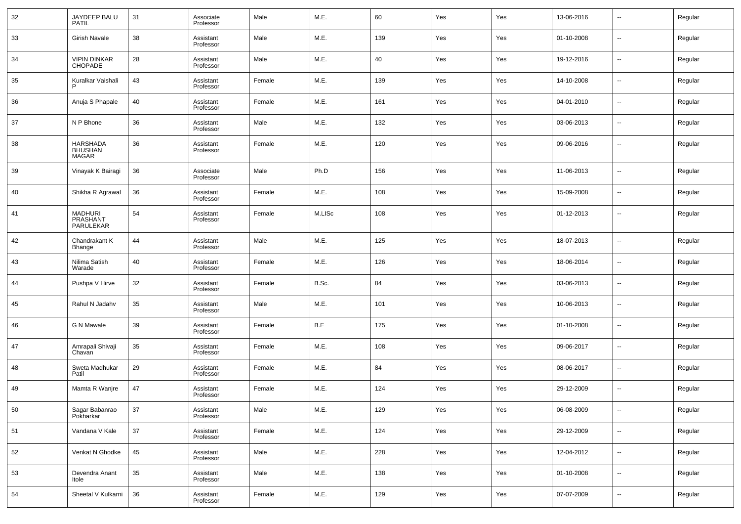| 32 | JAYDEEP BALU PATIL | 31 | Associate Professor | Male | M.E. | 60 | Yes | Yes | 13-06-2016 | -- | Regular |
|---|---|---|---|---|---|---|---|---|---|---|---|
| 33 | Girish Navale | 38 | Assistant Professor | Male | M.E. | 139 | Yes | Yes | 01-10-2008 | -- | Regular |
| 34 | VIPIN DINKAR CHOPADE | 28 | Assistant Professor | Male | M.E. | 40 | Yes | Yes | 19-12-2016 | -- | Regular |
| 35 | Kuralkar Vaishali P | 43 | Assistant Professor | Female | M.E. | 139 | Yes | Yes | 14-10-2008 | -- | Regular |
| 36 | Anuja S Phapale | 40 | Assistant Professor | Female | M.E. | 161 | Yes | Yes | 04-01-2010 | -- | Regular |
| 37 | N P Bhone | 36 | Assistant Professor | Male | M.E. | 132 | Yes | Yes | 03-06-2013 | -- | Regular |
| 38 | HARSHADA BHUSHAN MAGAR | 36 | Assistant Professor | Female | M.E. | 120 | Yes | Yes | 09-06-2016 | -- | Regular |
| 39 | Vinayak K Bairagi | 36 | Associate Professor | Male | Ph.D | 156 | Yes | Yes | 11-06-2013 | -- | Regular |
| 40 | Shikha R Agrawal | 36 | Assistant Professor | Female | M.E. | 108 | Yes | Yes | 15-09-2008 | -- | Regular |
| 41 | MADHURI PRASHANT PARULEKAR | 54 | Assistant Professor | Female | M.LISc | 108 | Yes | Yes | 01-12-2013 | -- | Regular |
| 42 | Chandrakant K Bhange | 44 | Assistant Professor | Male | M.E. | 125 | Yes | Yes | 18-07-2013 | -- | Regular |
| 43 | Nilima Satish Warade | 40 | Assistant Professor | Female | M.E. | 126 | Yes | Yes | 18-06-2014 | -- | Regular |
| 44 | Pushpa V Hirve | 32 | Assistant Professor | Female | B.Sc. | 84 | Yes | Yes | 03-06-2013 | -- | Regular |
| 45 | Rahul N Jadahv | 35 | Assistant Professor | Male | M.E. | 101 | Yes | Yes | 10-06-2013 | -- | Regular |
| 46 | G N Mawale | 39 | Assistant Professor | Female | B.E | 175 | Yes | Yes | 01-10-2008 | -- | Regular |
| 47 | Amrapali Shivaji Chavan | 35 | Assistant Professor | Female | M.E. | 108 | Yes | Yes | 09-06-2017 | -- | Regular |
| 48 | Sweta Madhukar Patil | 29 | Assistant Professor | Female | M.E. | 84 | Yes | Yes | 08-06-2017 | -- | Regular |
| 49 | Mamta R Wanjre | 47 | Assistant Professor | Female | M.E. | 124 | Yes | Yes | 29-12-2009 | -- | Regular |
| 50 | Sagar Babanrao Pokharkar | 37 | Assistant Professor | Male | M.E. | 129 | Yes | Yes | 06-08-2009 | -- | Regular |
| 51 | Vandana V Kale | 37 | Assistant Professor | Female | M.E. | 124 | Yes | Yes | 29-12-2009 | -- | Regular |
| 52 | Venkat N Ghodke | 45 | Assistant Professor | Male | M.E. | 228 | Yes | Yes | 12-04-2012 | -- | Regular |
| 53 | Devendra Anant Itole | 35 | Assistant Professor | Male | M.E. | 138 | Yes | Yes | 01-10-2008 | -- | Regular |
| 54 | Sheetal V Kulkarni | 36 | Assistant Professor | Female | M.E. | 129 | Yes | Yes | 07-07-2009 | -- | Regular |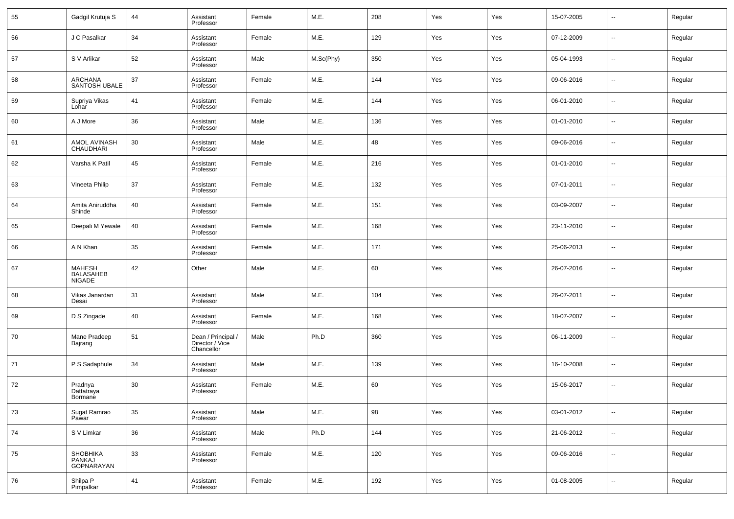| 55 | Gadgil Krutuja S | 44 | Assistant Professor | Female | M.E. | 208 | Yes | Yes | 15-07-2005 | -- | Regular |
|---|---|---|---|---|---|---|---|---|---|---|---|
| 56 | J C Pasalkar | 34 | Assistant Professor | Female | M.E. | 129 | Yes | Yes | 07-12-2009 | -- | Regular |
| 57 | S V Arlikar | 52 | Assistant Professor | Male | M.Sc(Phy) | 350 | Yes | Yes | 05-04-1993 | -- | Regular |
| 58 | ARCHANA SANTOSH UBALE | 37 | Assistant Professor | Female | M.E. | 144 | Yes | Yes | 09-06-2016 | -- | Regular |
| 59 | Supriya Vikas Lohar | 41 | Assistant Professor | Female | M.E. | 144 | Yes | Yes | 06-01-2010 | -- | Regular |
| 60 | A J More | 36 | Assistant Professor | Male | M.E. | 136 | Yes | Yes | 01-01-2010 | -- | Regular |
| 61 | AMOL AVINASH CHAUDHARI | 30 | Assistant Professor | Male | M.E. | 48 | Yes | Yes | 09-06-2016 | -- | Regular |
| 62 | Varsha K Patil | 45 | Assistant Professor | Female | M.E. | 216 | Yes | Yes | 01-01-2010 | -- | Regular |
| 63 | Vineeta Philip | 37 | Assistant Professor | Female | M.E. | 132 | Yes | Yes | 07-01-2011 | -- | Regular |
| 64 | Amita Aniruddha Shinde | 40 | Assistant Professor | Female | M.E. | 151 | Yes | Yes | 03-09-2007 | -- | Regular |
| 65 | Deepali M Yewale | 40 | Assistant Professor | Female | M.E. | 168 | Yes | Yes | 23-11-2010 | -- | Regular |
| 66 | A N Khan | 35 | Assistant Professor | Female | M.E. | 171 | Yes | Yes | 25-06-2013 | -- | Regular |
| 67 | MAHESH BALASAHEB NIGADE | 42 | Other | Male | M.E. | 60 | Yes | Yes | 26-07-2016 | -- | Regular |
| 68 | Vikas Janardan Desai | 31 | Assistant Professor | Male | M.E. | 104 | Yes | Yes | 26-07-2011 | -- | Regular |
| 69 | D S Zingade | 40 | Assistant Professor | Female | M.E. | 168 | Yes | Yes | 18-07-2007 | -- | Regular |
| 70 | Mane Pradeep Bajrang | 51 | Dean / Principal / Director / Vice Chancellor | Male | Ph.D | 360 | Yes | Yes | 06-11-2009 | -- | Regular |
| 71 | P S Sadaphule | 34 | Assistant Professor | Male | M.E. | 139 | Yes | Yes | 16-10-2008 | -- | Regular |
| 72 | Pradnya Dattatraya Bormane | 30 | Assistant Professor | Female | M.E. | 60 | Yes | Yes | 15-06-2017 | -- | Regular |
| 73 | Sugat Ramrao Pawar | 35 | Assistant Professor | Male | M.E. | 98 | Yes | Yes | 03-01-2012 | -- | Regular |
| 74 | S V Limkar | 36 | Assistant Professor | Male | Ph.D | 144 | Yes | Yes | 21-06-2012 | -- | Regular |
| 75 | SHOBHIKA PANKAJ GOPNARAYAN | 33 | Assistant Professor | Female | M.E. | 120 | Yes | Yes | 09-06-2016 | -- | Regular |
| 76 | Shilpa P Pimpalkar | 41 | Assistant Professor | Female | M.E. | 192 | Yes | Yes | 01-08-2005 | -- | Regular |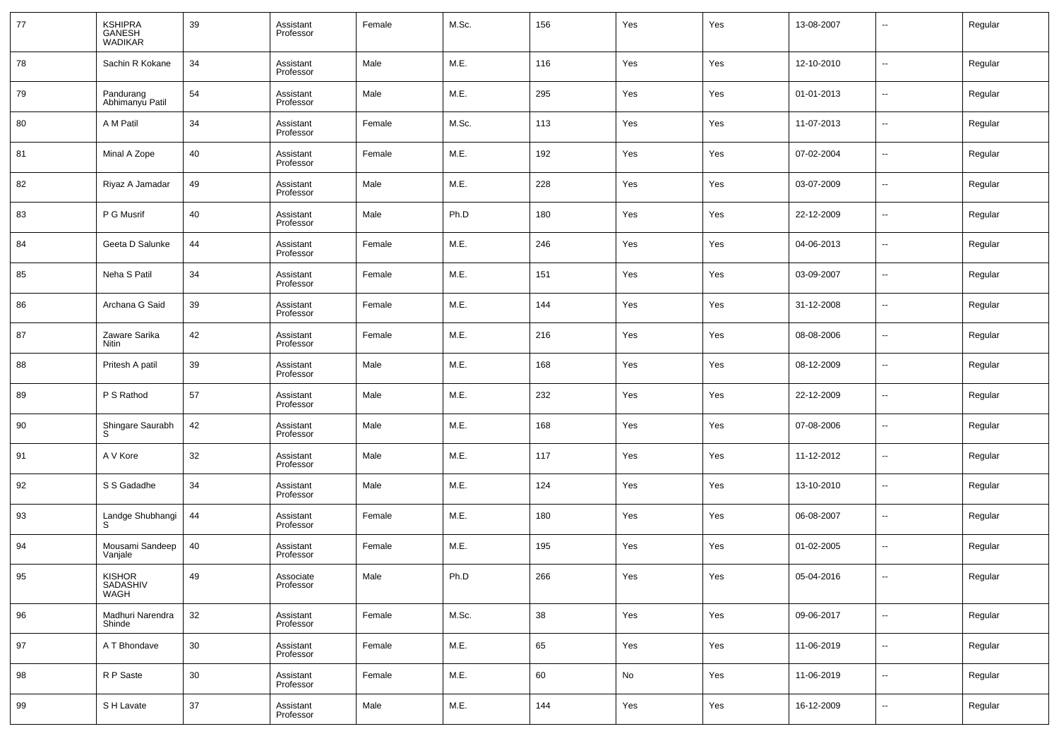| 77 | KSHIPRA GANESH WADIKAR | 39 | Assistant Professor | Female | M.Sc. | 156 | Yes | Yes | 13-08-2007 | -- | Regular |
|---|---|---|---|---|---|---|---|---|---|---|---|
| 78 | Sachin R Kokane | 34 | Assistant Professor | Male | M.E. | 116 | Yes | Yes | 12-10-2010 | -- | Regular |
| 79 | Pandurang Abhimanyu Patil | 54 | Assistant Professor | Male | M.E. | 295 | Yes | Yes | 01-01-2013 | -- | Regular |
| 80 | A M Patil | 34 | Assistant Professor | Female | M.Sc. | 113 | Yes | Yes | 11-07-2013 | -- | Regular |
| 81 | Minal A Zope | 40 | Assistant Professor | Female | M.E. | 192 | Yes | Yes | 07-02-2004 | -- | Regular |
| 82 | Riyaz A Jamadar | 49 | Assistant Professor | Male | M.E. | 228 | Yes | Yes | 03-07-2009 | -- | Regular |
| 83 | P G Musrif | 40 | Assistant Professor | Male | Ph.D | 180 | Yes | Yes | 22-12-2009 | -- | Regular |
| 84 | Geeta D Salunke | 44 | Assistant Professor | Female | M.E. | 246 | Yes | Yes | 04-06-2013 | -- | Regular |
| 85 | Neha S Patil | 34 | Assistant Professor | Female | M.E. | 151 | Yes | Yes | 03-09-2007 | -- | Regular |
| 86 | Archana G Said | 39 | Assistant Professor | Female | M.E. | 144 | Yes | Yes | 31-12-2008 | -- | Regular |
| 87 | Zaware Sarika Nitin | 42 | Assistant Professor | Female | M.E. | 216 | Yes | Yes | 08-08-2006 | -- | Regular |
| 88 | Pritesh A patil | 39 | Assistant Professor | Male | M.E. | 168 | Yes | Yes | 08-12-2009 | -- | Regular |
| 89 | P S Rathod | 57 | Assistant Professor | Male | M.E. | 232 | Yes | Yes | 22-12-2009 | -- | Regular |
| 90 | Shingare Saurabh S | 42 | Assistant Professor | Male | M.E. | 168 | Yes | Yes | 07-08-2006 | -- | Regular |
| 91 | A V Kore | 32 | Assistant Professor | Male | M.E. | 117 | Yes | Yes | 11-12-2012 | -- | Regular |
| 92 | S S Gadadhe | 34 | Assistant Professor | Male | M.E. | 124 | Yes | Yes | 13-10-2010 | -- | Regular |
| 93 | Landge Shubhangi S | 44 | Assistant Professor | Female | M.E. | 180 | Yes | Yes | 06-08-2007 | -- | Regular |
| 94 | Mousami Sandeep Vanjale | 40 | Assistant Professor | Female | M.E. | 195 | Yes | Yes | 01-02-2005 | -- | Regular |
| 95 | KISHOR SADASHIV WAGH | 49 | Associate Professor | Male | Ph.D | 266 | Yes | Yes | 05-04-2016 | -- | Regular |
| 96 | Madhuri Narendra Shinde | 32 | Assistant Professor | Female | M.Sc. | 38 | Yes | Yes | 09-06-2017 | -- | Regular |
| 97 | A T Bhondave | 30 | Assistant Professor | Female | M.E. | 65 | Yes | Yes | 11-06-2019 | -- | Regular |
| 98 | R P Saste | 30 | Assistant Professor | Female | M.E. | 60 | No | Yes | 11-06-2019 | -- | Regular |
| 99 | S H Lavate | 37 | Assistant Professor | Male | M.E. | 144 | Yes | Yes | 16-12-2009 | -- | Regular |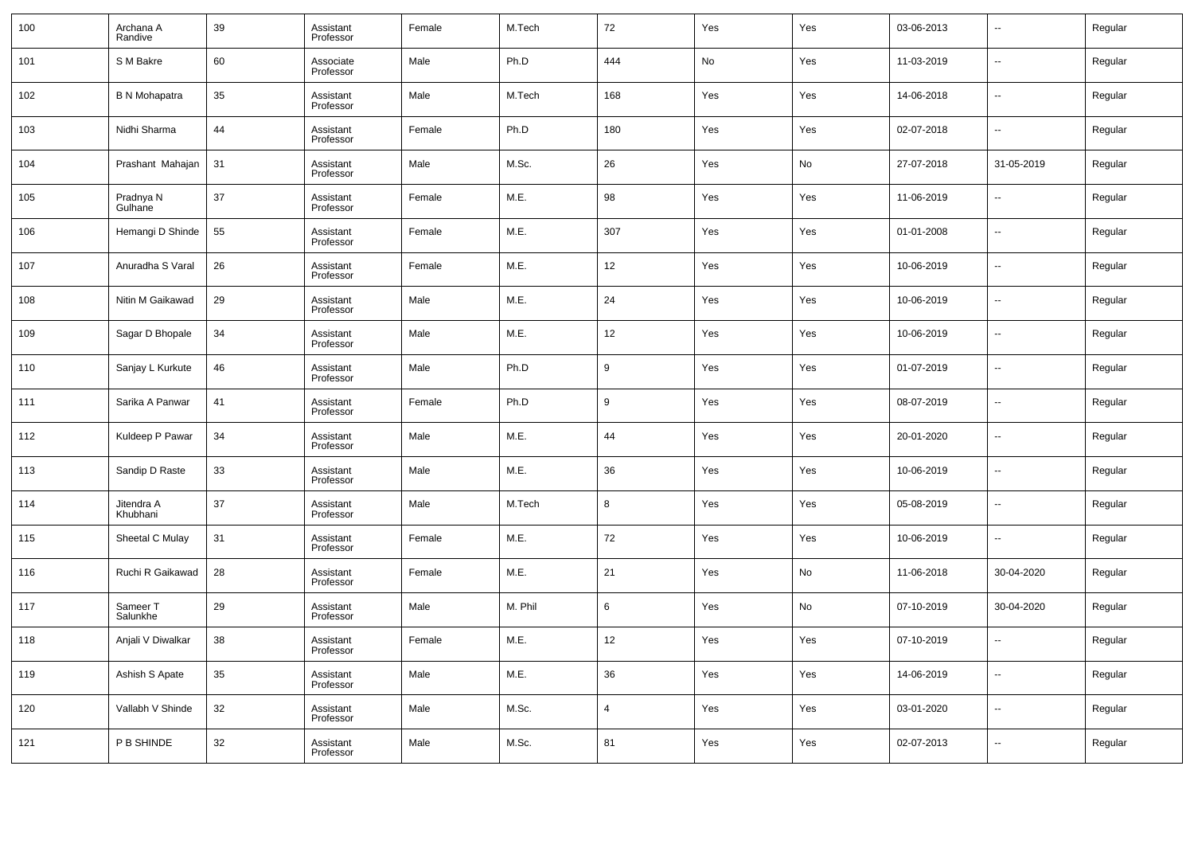| | | | | | | | | | | | |
|---|---|---|---|---|---|---|---|---|---|---|---|
| 100 | Archana A Randive | 39 | Assistant Professor | Female | M.Tech | 72 | Yes | Yes | 03-06-2013 | -- | Regular |
| 101 | S M Bakre | 60 | Associate Professor | Male | Ph.D | 444 | No | Yes | 11-03-2019 | -- | Regular |
| 102 | B N Mohapatra | 35 | Assistant Professor | Male | M.Tech | 168 | Yes | Yes | 14-06-2018 | -- | Regular |
| 103 | Nidhi Sharma | 44 | Assistant Professor | Female | Ph.D | 180 | Yes | Yes | 02-07-2018 | -- | Regular |
| 104 | Prashant Mahajan | 31 | Assistant Professor | Male | M.Sc. | 26 | Yes | No | 27-07-2018 | 31-05-2019 | Regular |
| 105 | Pradnya N Gulhane | 37 | Assistant Professor | Female | M.E. | 98 | Yes | Yes | 11-06-2019 | -- | Regular |
| 106 | Hemangi D Shinde | 55 | Assistant Professor | Female | M.E. | 307 | Yes | Yes | 01-01-2008 | -- | Regular |
| 107 | Anuradha S Varal | 26 | Assistant Professor | Female | M.E. | 12 | Yes | Yes | 10-06-2019 | -- | Regular |
| 108 | Nitin M Gaikawad | 29 | Assistant Professor | Male | M.E. | 24 | Yes | Yes | 10-06-2019 | -- | Regular |
| 109 | Sagar D Bhopale | 34 | Assistant Professor | Male | M.E. | 12 | Yes | Yes | 10-06-2019 | -- | Regular |
| 110 | Sanjay L Kurkute | 46 | Assistant Professor | Male | Ph.D | 9 | Yes | Yes | 01-07-2019 | -- | Regular |
| 111 | Sarika A Panwar | 41 | Assistant Professor | Female | Ph.D | 9 | Yes | Yes | 08-07-2019 | -- | Regular |
| 112 | Kuldeep P Pawar | 34 | Assistant Professor | Male | M.E. | 44 | Yes | Yes | 20-01-2020 | -- | Regular |
| 113 | Sandip D Raste | 33 | Assistant Professor | Male | M.E. | 36 | Yes | Yes | 10-06-2019 | -- | Regular |
| 114 | Jitendra A Khubhani | 37 | Assistant Professor | Male | M.Tech | 8 | Yes | Yes | 05-08-2019 | -- | Regular |
| 115 | Sheetal C Mulay | 31 | Assistant Professor | Female | M.E. | 72 | Yes | Yes | 10-06-2019 | -- | Regular |
| 116 | Ruchi R Gaikawad | 28 | Assistant Professor | Female | M.E. | 21 | Yes | No | 11-06-2018 | 30-04-2020 | Regular |
| 117 | Sameer T Salunkhe | 29 | Assistant Professor | Male | M. Phil | 6 | Yes | No | 07-10-2019 | 30-04-2020 | Regular |
| 118 | Anjali V Diwalkar | 38 | Assistant Professor | Female | M.E. | 12 | Yes | Yes | 07-10-2019 | -- | Regular |
| 119 | Ashish S Apate | 35 | Assistant Professor | Male | M.E. | 36 | Yes | Yes | 14-06-2019 | -- | Regular |
| 120 | Vallabh V Shinde | 32 | Assistant Professor | Male | M.Sc. | 4 | Yes | Yes | 03-01-2020 | -- | Regular |
| 121 | P B SHINDE | 32 | Assistant Professor | Male | M.Sc. | 81 | Yes | Yes | 02-07-2013 | -- | Regular |